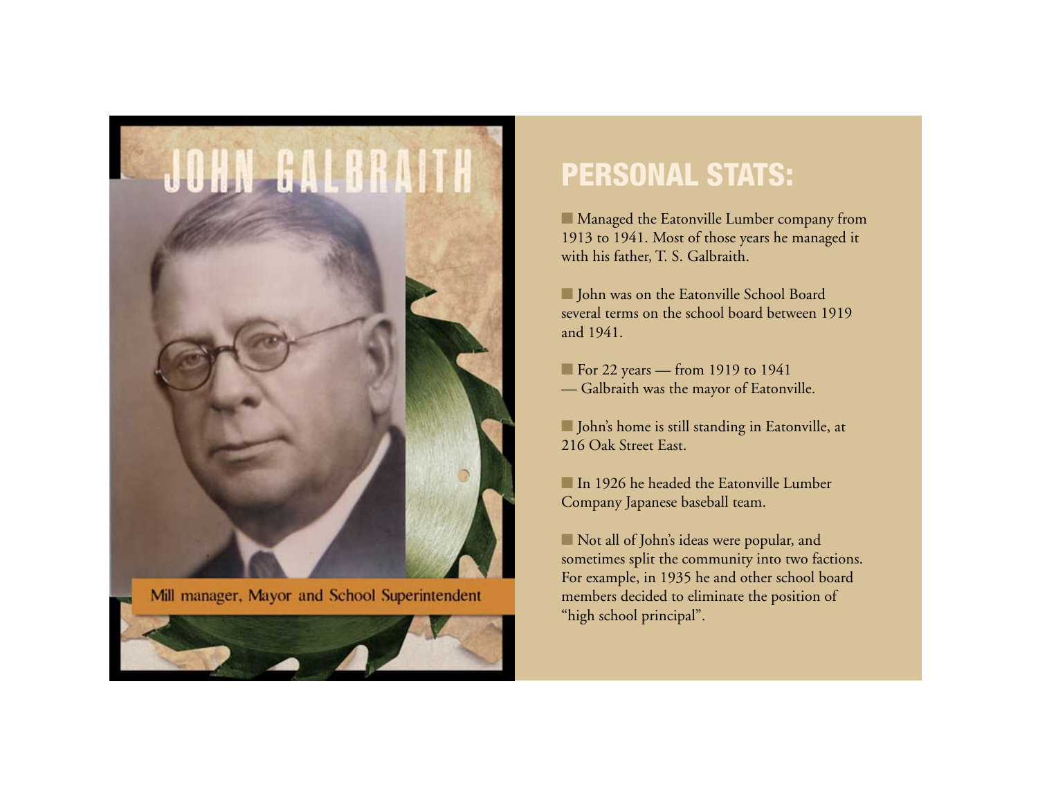# JOHN GALBRAITH

Mill manager, Mayor and School Superintendent

## PERSONAL STATS:

- Managed the Eatonville Lumber company from 1913 to 1941. Most of those years he managed it with his father, T. S. Galbraith.

- John was on the Eatonville School Board several terms on the school board between 1919 and 1941.

- For 22 years — from 1919 to 1941 — Galbraith was the mayor of Eatonville.

- John's home is still standing in Eatonville, at 216 Oak Street East.

- In 1926 he headed the Eatonville Lumber Company Japanese baseball team.

- Not all of John's ideas were popular, and sometimes split the community into two factions. For example, in 1935 he and other school board members decided to eliminate the position of "high school principal".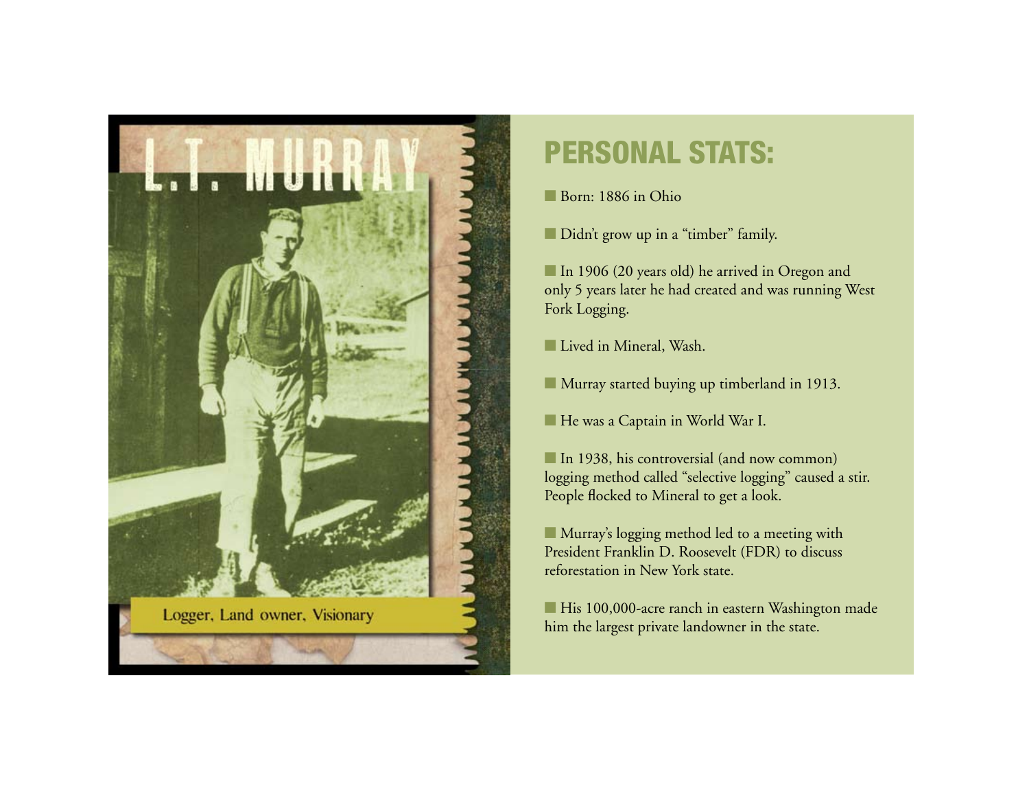# L.T. MURRAY

Logger, Land owner, Visionary

## PERSONAL STATS:

- Born: 1886 in Ohio
- Didn't grow up in a "timber" family.
- In 1906 (20 years old) he arrived in Oregon and only 5 years later he had created and was running West Fork Logging.
- Lived in Mineral, Wash.
- Murray started buying up timberland in 1913.
- He was a Captain in World War I.
- In 1938, his controversial (and now common) logging method called "selective logging" caused a stir. People flocked to Mineral to get a look.
- Murray's logging method led to a meeting with President Franklin D. Roosevelt (FDR) to discuss reforestation in New York state.
- His 100,000-acre ranch in eastern Washington made him the largest private landowner in the state.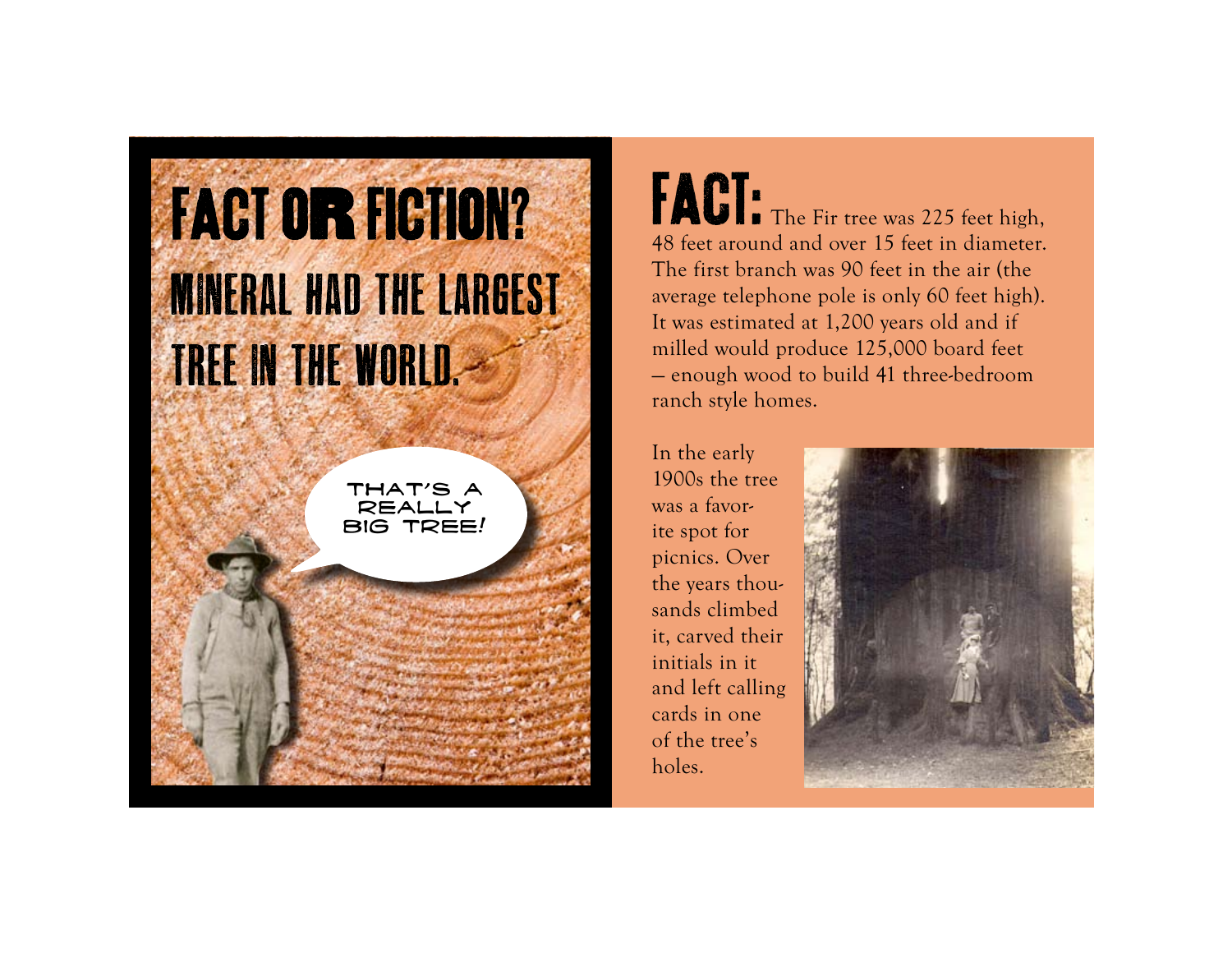# FACT OR FICTION?

## MINERAL HAD THE LARGEST TREE IN THE WORLD.

THAT'S A REALLY BIG TREE!

**FACT:** The Fir tree was 225 feet high, 48 feet around and over 15 feet in diameter. The first branch was 90 feet in the air (the average telephone pole is only 60 feet high). It was estimated at 1,200 years old and if milled would produce 125,000 board feet – enough wood to build 41 three-bedroom ranch style homes.

In the early 1900s the tree was a favorite spot for picnics. Over the years thousands climbed it, carved their initials in it and left calling cards in one of the tree's holes.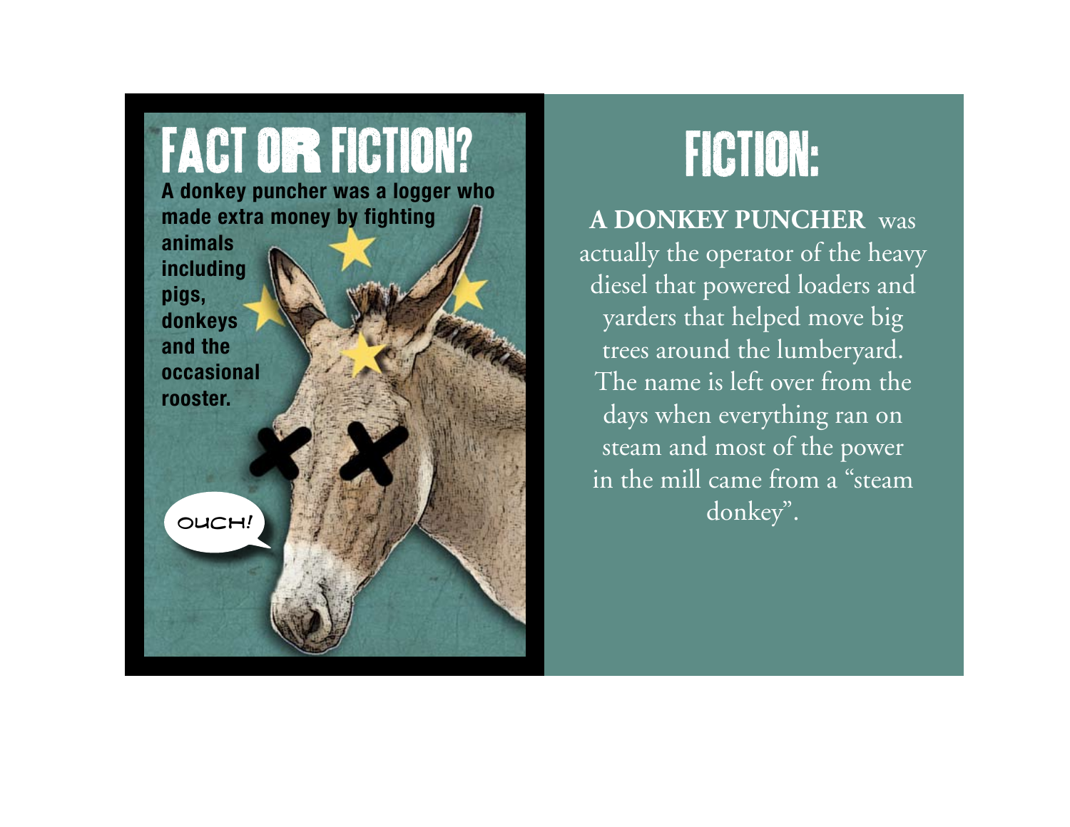# FACT OR FICTION?

**A donkey puncher was a logger who made extra money by fighting animals including pigs, donkeys and the occasional rooster.**

OUCH!

# FICTION:

**A DONKEY PUNCHER** was actually the operator of the heavy diesel that powered loaders and yarders that helped move big trees around the lumberyard. The name is left over from the days when everything ran on steam and most of the power in the mill came from a "steam donkey".